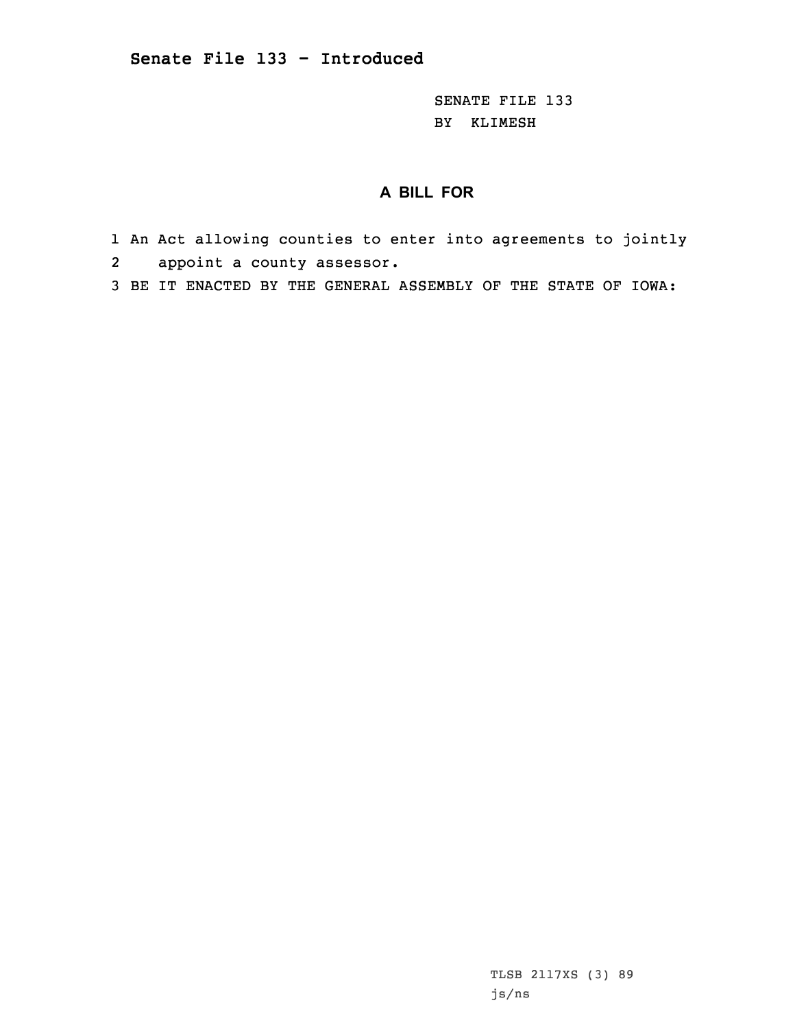## Senate File 133 - Introduced

SENATE FILE 133
BY KLIMESH

**A BILL FOR**

1 An Act allowing counties to enter into agreements to jointly
2 appoint a county assessor.
3 BE IT ENACTED BY THE GENERAL ASSEMBLY OF THE STATE OF IOWA:

TLSB 2117XS (3) 89
js/ns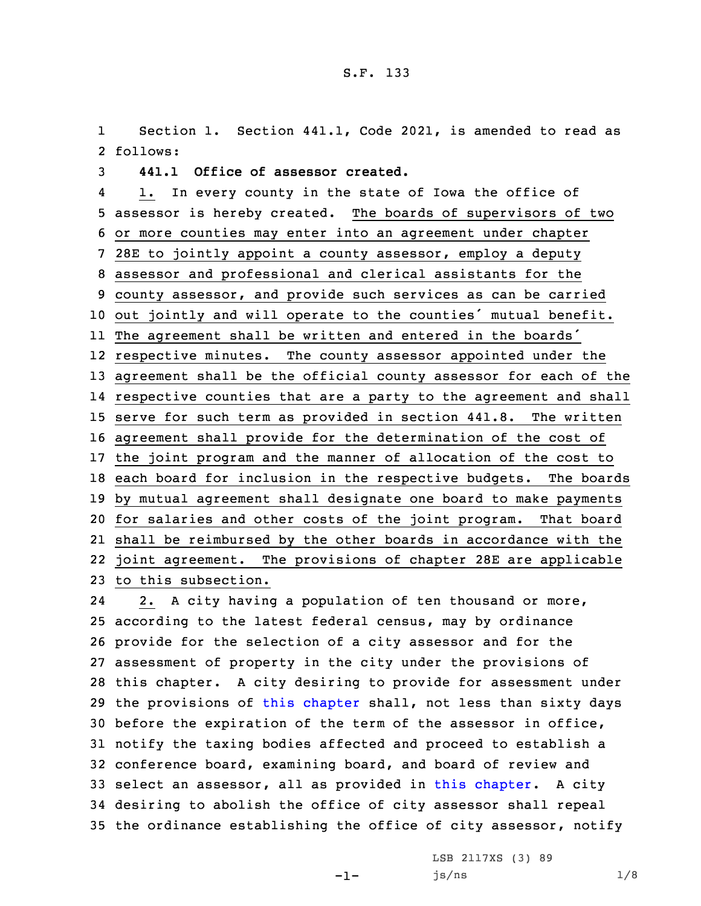Section 1. Section 441.1, Code 2021, is amended to read as follows:

**441.1 Office of assessor created.**

1. In every county in the state of Iowa the office of assessor is hereby created. The boards of supervisors of two or more counties may enter into an agreement under chapter 28E to jointly appoint a county assessor, employ a deputy assessor and professional and clerical assistants for the county assessor, and provide such services as can be carried out jointly and will operate to the counties' mutual benefit. The agreement shall be written and entered in the boards' respective minutes. The county assessor appointed under the agreement shall be the official county assessor for each of the respective counties that are a party to the agreement and shall serve for such term as provided in section 441.8. The written agreement shall provide for the determination of the cost of the joint program and the manner of allocation of the cost to each board for inclusion in the respective budgets. The boards by mutual agreement shall designate one board to make payments for salaries and other costs of the joint program. That board shall be reimbursed by the other boards in accordance with the joint agreement. The provisions of chapter 28E are applicable to this subsection.

2. A city having a population of ten thousand or more, according to the latest federal census, may by ordinance provide for the selection of a city assessor and for the assessment of property in the city under the provisions of this chapter. A city desiring to provide for assessment under the provisions of this chapter shall, not less than sixty days before the expiration of the term of the assessor in office, notify the taxing bodies affected and proceed to establish a conference board, examining board, and board of review and select an assessor, all as provided in this chapter. A city desiring to abolish the office of city assessor shall repeal the ordinance establishing the office of city assessor, notify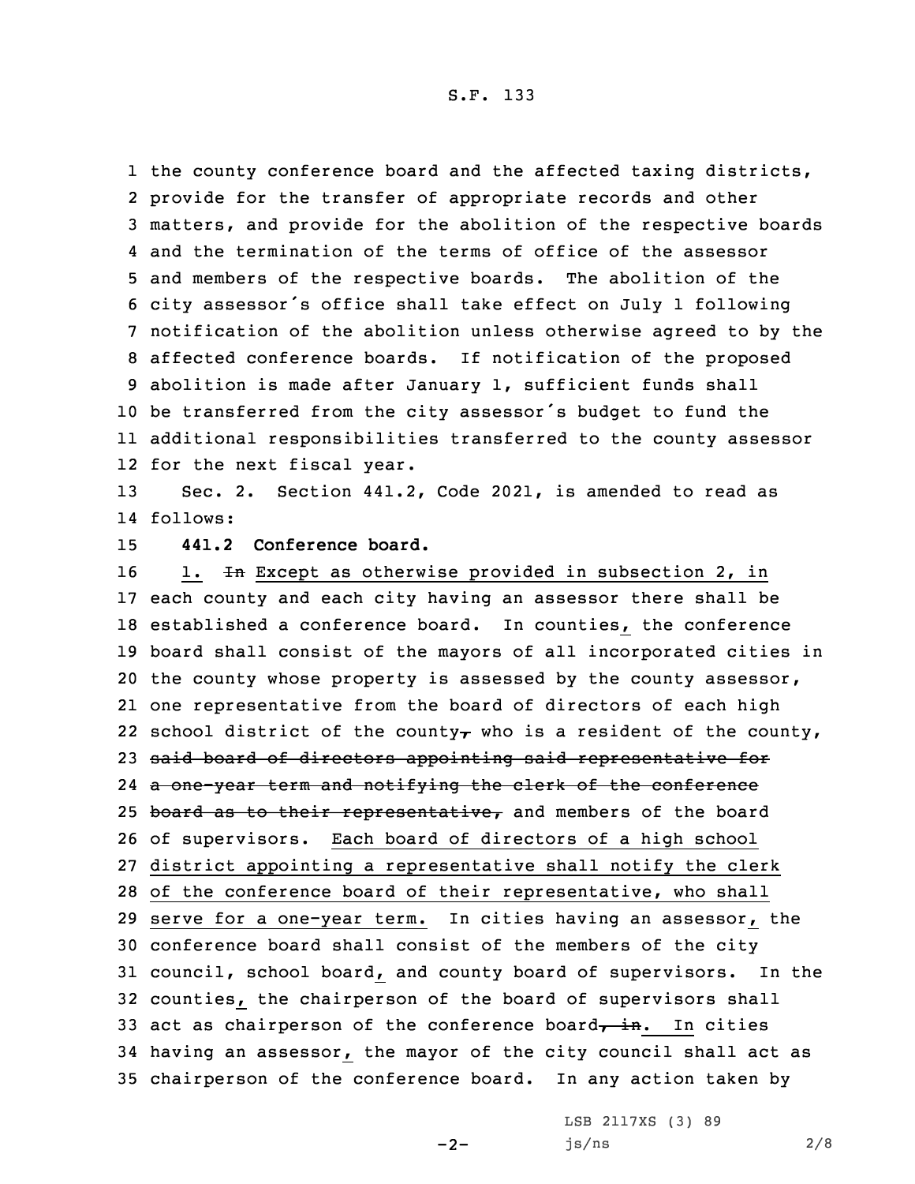the county conference board and the affected taxing districts, provide for the transfer of appropriate records and other matters, and provide for the abolition of the respective boards and the termination of the terms of office of the assessor and members of the respective boards. The abolition of the city assessor's office shall take effect on July 1 following notification of the abolition unless otherwise agreed to by the affected conference boards. If notification of the proposed abolition is made after January 1, sufficient funds shall be transferred from the city assessor's budget to fund the additional responsibilities transferred to the county assessor for the next fiscal year.

Sec. 2. Section 441.2, Code 2021, is amended to read as follows:

**441.2 Conference board.**

1. ~~In~~ Except as otherwise provided in subsection 2, in each county and each city having an assessor there shall be established a conference board. In counties, the conference board shall consist of the mayors of all incorporated cities in the county whose property is assessed by the county assessor, one representative from the board of directors of each high school district of the county~~,~~ who is a resident of the county, ~~said board of directors appointing said representative for a one-year term and notifying the clerk of the conference board as to their representative,~~ and members of the board of supervisors. Each board of directors of a high school district appointing a representative shall notify the clerk of the conference board of their representative, who shall serve for a one-year term. In cities having an assessor, the conference board shall consist of the members of the city council, school board, and county board of supervisors. In the counties, the chairperson of the board of supervisors shall act as chairperson of the conference board~~, in~~. In cities having an assessor, the mayor of the city council shall act as chairperson of the conference board. In any action taken by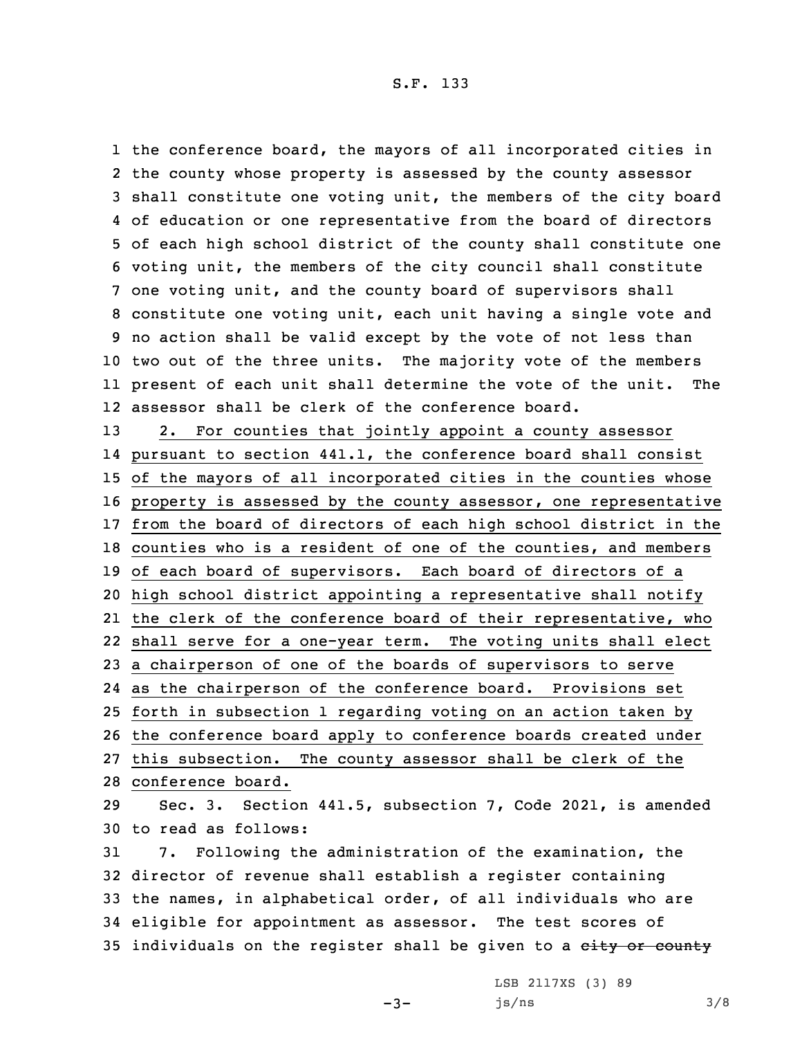the conference board, the mayors of all incorporated cities in the county whose property is assessed by the county assessor shall constitute one voting unit, the members of the city board of education or one representative from the board of directors of each high school district of the county shall constitute one voting unit, the members of the city council shall constitute one voting unit, and the county board of supervisors shall constitute one voting unit, each unit having a single vote and no action shall be valid except by the vote of not less than two out of the three units. The majority vote of the members present of each unit shall determine the vote of the unit. The assessor shall be clerk of the conference board.

2. For counties that jointly appoint a county assessor pursuant to section 441.1, the conference board shall consist of the mayors of all incorporated cities in the counties whose property is assessed by the county assessor, one representative from the board of directors of each high school district in the counties who is a resident of one of the counties, and members of each board of supervisors. Each board of directors of a high school district appointing a representative shall notify the clerk of the conference board of their representative, who shall serve for a one-year term. The voting units shall elect a chairperson of one of the boards of supervisors to serve as the chairperson of the conference board. Provisions set forth in subsection 1 regarding voting on an action taken by the conference board apply to conference boards created under this subsection. The county assessor shall be clerk of the conference board.

Sec. 3. Section 441.5, subsection 7, Code 2021, is amended to read as follows:

7. Following the administration of the examination, the director of revenue shall establish a register containing the names, in alphabetical order, of all individuals who are eligible for appointment as assessor. The test scores of individuals on the register shall be given to a ~~city or county~~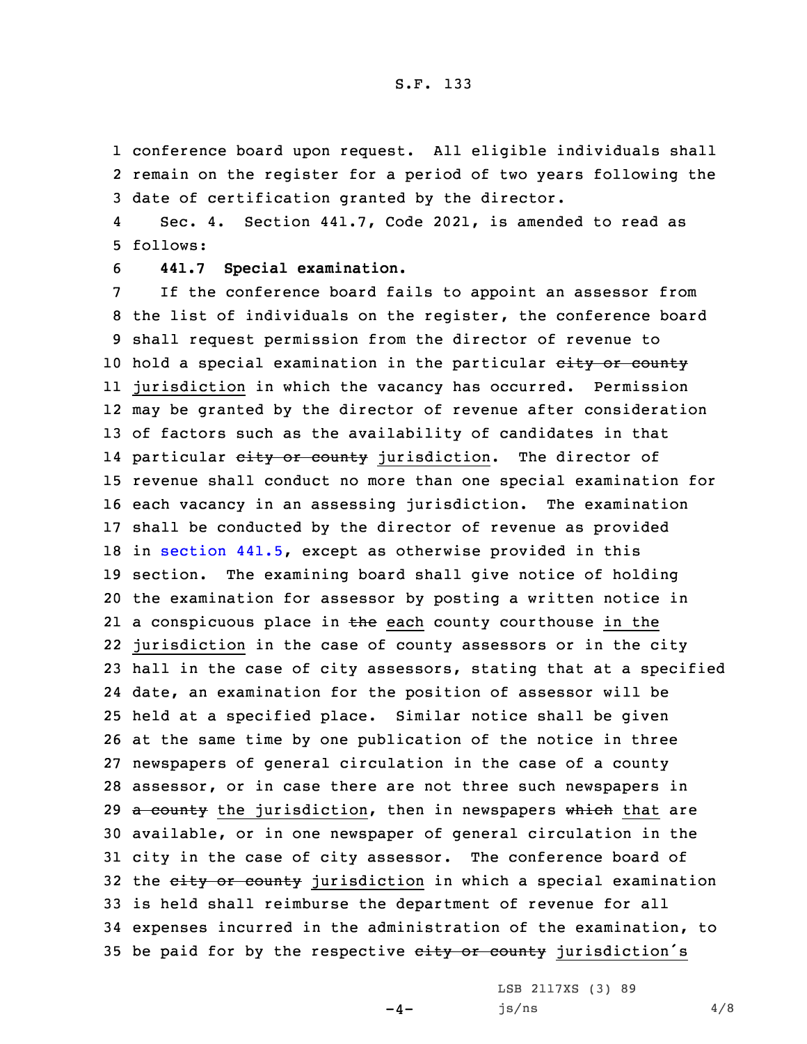conference board upon request. All eligible individuals shall remain on the register for a period of two years following the date of certification granted by the director.

Sec. 4. Section 441.7, Code 2021, is amended to read as follows:

**441.7 Special examination.**

If the conference board fails to appoint an assessor from the list of individuals on the register, the conference board shall request permission from the director of revenue to hold a special examination in the particular ~~city or county~~ jurisdiction in which the vacancy has occurred. Permission may be granted by the director of revenue after consideration of factors such as the availability of candidates in that particular ~~city or county~~ jurisdiction. The director of revenue shall conduct no more than one special examination for each vacancy in an assessing jurisdiction. The examination shall be conducted by the director of revenue as provided in section 441.5, except as otherwise provided in this section. The examining board shall give notice of holding the examination for assessor by posting a written notice in a conspicuous place in ~~the~~ each county courthouse in the jurisdiction in the case of county assessors or in the city hall in the case of city assessors, stating that at a specified date, an examination for the position of assessor will be held at a specified place. Similar notice shall be given at the same time by one publication of the notice in three newspapers of general circulation in the case of a county assessor, or in case there are not three such newspapers in ~~a county~~ the jurisdiction, then in newspapers ~~which~~ that are available, or in one newspaper of general circulation in the city in the case of city assessor. The conference board of the ~~city or county~~ jurisdiction in which a special examination is held shall reimburse the department of revenue for all expenses incurred in the administration of the examination, to be paid for by the respective ~~city or county~~ jurisdiction's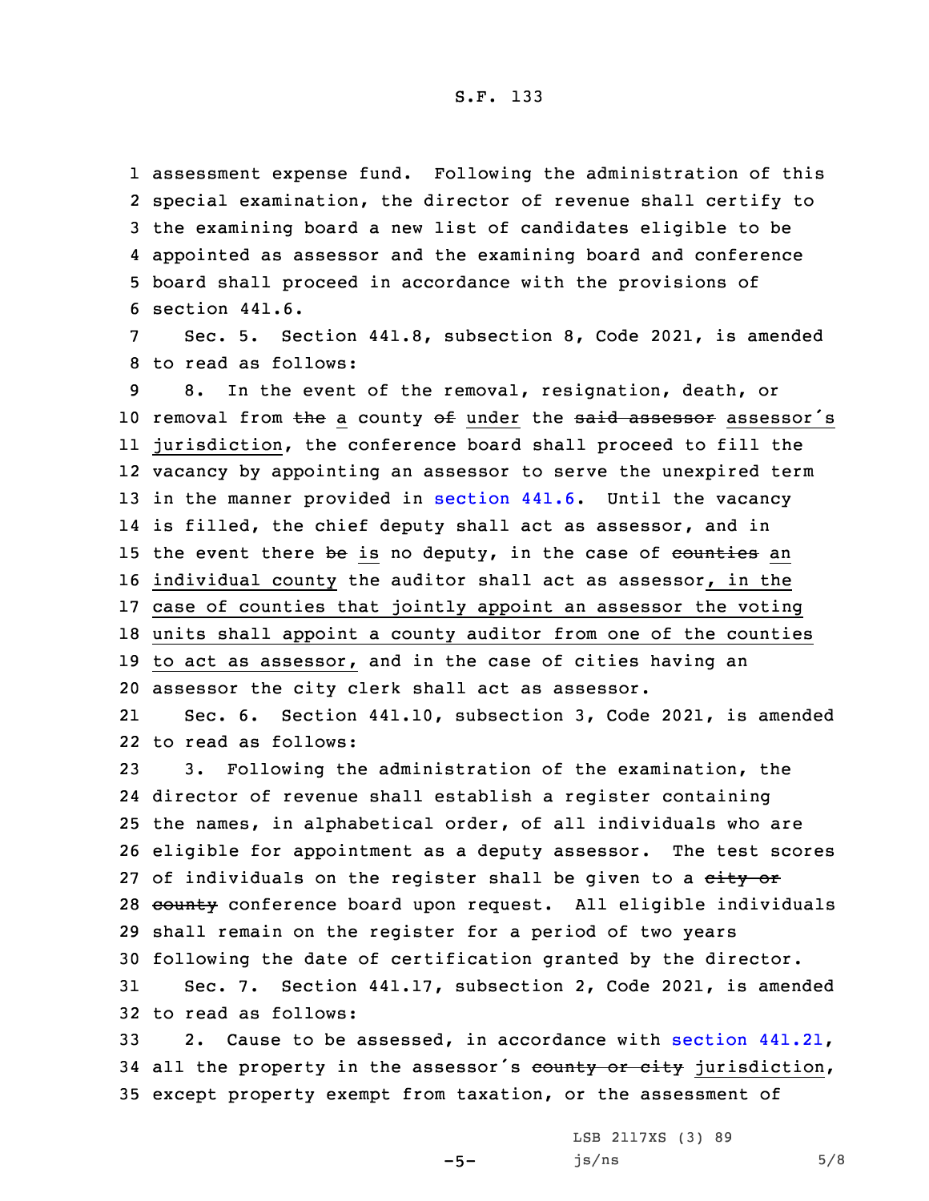assessment expense fund. Following the administration of this special examination, the director of revenue shall certify to the examining board a new list of candidates eligible to be appointed as assessor and the examining board and conference board shall proceed in accordance with the provisions of section 441.6.

Sec. 5. Section 441.8, subsection 8, Code 2021, is amended to read as follows:

8. In the event of the removal, resignation, death, or removal from ~~the~~ a county ~~of~~ under the ~~said assessor~~ assessor's jurisdiction, the conference board shall proceed to fill the vacancy by appointing an assessor to serve the unexpired term in the manner provided in section 441.6. Until the vacancy is filled, the chief deputy shall act as assessor, and in the event there ~~be~~ is no deputy, in the case of ~~counties~~ an individual county the auditor shall act as assessor, in the case of counties that jointly appoint an assessor the voting units shall appoint a county auditor from one of the counties to act as assessor, and in the case of cities having an assessor the city clerk shall act as assessor.

Sec. 6. Section 441.10, subsection 3, Code 2021, is amended to read as follows:

3. Following the administration of the examination, the director of revenue shall establish a register containing the names, in alphabetical order, of all individuals who are eligible for appointment as a deputy assessor. The test scores of individuals on the register shall be given to a ~~city or county~~ conference board upon request. All eligible individuals shall remain on the register for a period of two years following the date of certification granted by the director.

Sec. 7. Section 441.17, subsection 2, Code 2021, is amended to read as follows:

2. Cause to be assessed, in accordance with section 441.21, all the property in the assessor's ~~county or city~~ jurisdiction, except property exempt from taxation, or the assessment of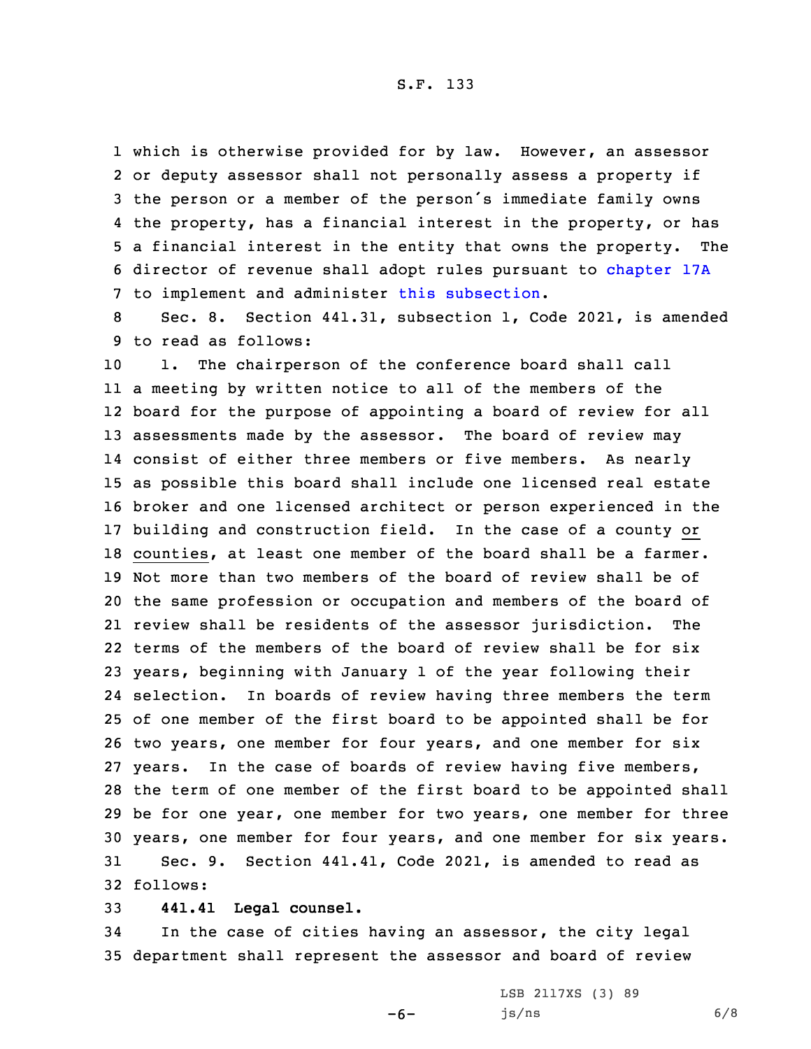which is otherwise provided for by law. However, an assessor or deputy assessor shall not personally assess a property if the person or a member of the person's immediate family owns the property, has a financial interest in the property, or has a financial interest in the entity that owns the property. The director of revenue shall adopt rules pursuant to chapter 17A to implement and administer this subsection.

Sec. 8. Section 441.31, subsection 1, Code 2021, is amended to read as follows:

1. The chairperson of the conference board shall call a meeting by written notice to all of the members of the board for the purpose of appointing a board of review for all assessments made by the assessor. The board of review may consist of either three members or five members. As nearly as possible this board shall include one licensed real estate broker and one licensed architect or person experienced in the building and construction field. In the case of a county or counties, at least one member of the board shall be a farmer. Not more than two members of the board of review shall be of the same profession or occupation and members of the board of review shall be residents of the assessor jurisdiction. The terms of the members of the board of review shall be for six years, beginning with January 1 of the year following their selection. In boards of review having three members the term of one member of the first board to be appointed shall be for two years, one member for four years, and one member for six years. In the case of boards of review having five members, the term of one member of the first board to be appointed shall be for one year, one member for two years, one member for three years, one member for four years, and one member for six years.

Sec. 9. Section 441.41, Code 2021, is amended to read as follows:

**441.41 Legal counsel.**

In the case of cities having an assessor, the city legal department shall represent the assessor and board of review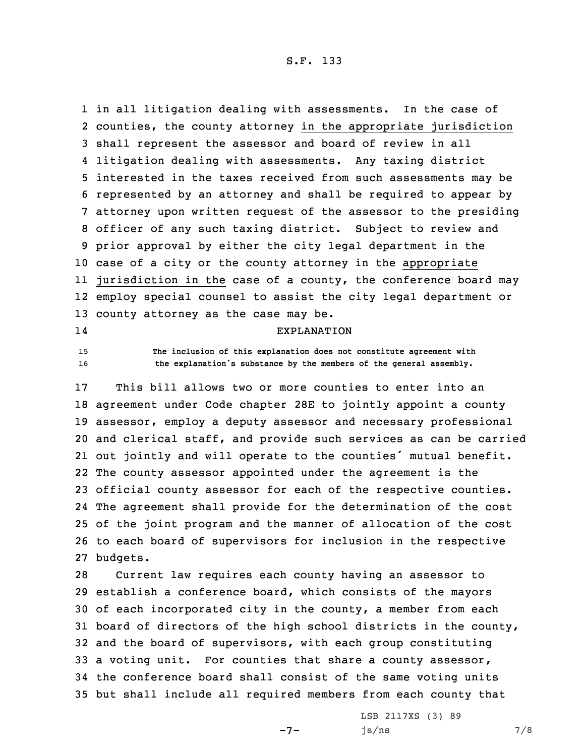in all litigation dealing with assessments. In the case of counties, the county attorney <u>in the appropriate jurisdiction</u> shall represent the assessor and board of review in all litigation dealing with assessments. Any taxing district interested in the taxes received from such assessments may be represented by an attorney and shall be required to appear by attorney upon written request of the assessor to the presiding officer of any such taxing district. Subject to review and prior approval by either the city legal department in the case of a city or the county attorney in the <u>appropriate jurisdiction in the</u> case of a county, the conference board may employ special counsel to assist the city legal department or county attorney as the case may be.

## EXPLANATION

The inclusion of this explanation does not constitute agreement with the explanation's substance by the members of the general assembly.

This bill allows two or more counties to enter into an agreement under Code chapter 28E to jointly appoint a county assessor, employ a deputy assessor and necessary professional and clerical staff, and provide such services as can be carried out jointly and will operate to the counties' mutual benefit. The county assessor appointed under the agreement is the official county assessor for each of the respective counties. The agreement shall provide for the determination of the cost of the joint program and the manner of allocation of the cost to each board of supervisors for inclusion in the respective budgets.

Current law requires each county having an assessor to establish a conference board, which consists of the mayors of each incorporated city in the county, a member from each board of directors of the high school districts in the county, and the board of supervisors, with each group constituting a voting unit. For counties that share a county assessor, the conference board shall consist of the same voting units but shall include all required members from each county that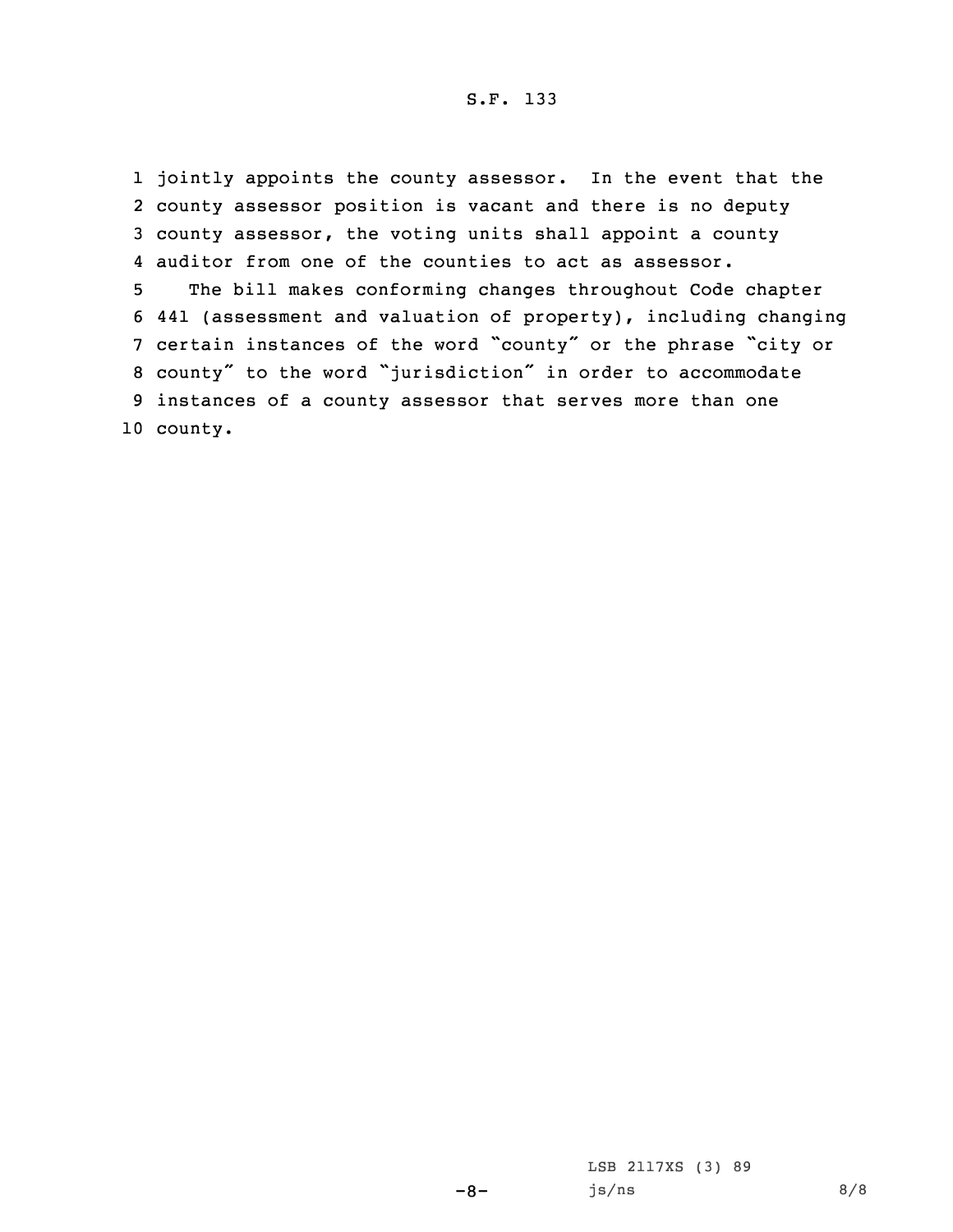jointly appoints the county assessor. In the event that the county assessor position is vacant and there is no deputy county assessor, the voting units shall appoint a county auditor from one of the counties to act as assessor.

The bill makes conforming changes throughout Code chapter 441 (assessment and valuation of property), including changing certain instances of the word "county" or the phrase "city or county" to the word "jurisdiction" in order to accommodate instances of a county assessor that serves more than one county.